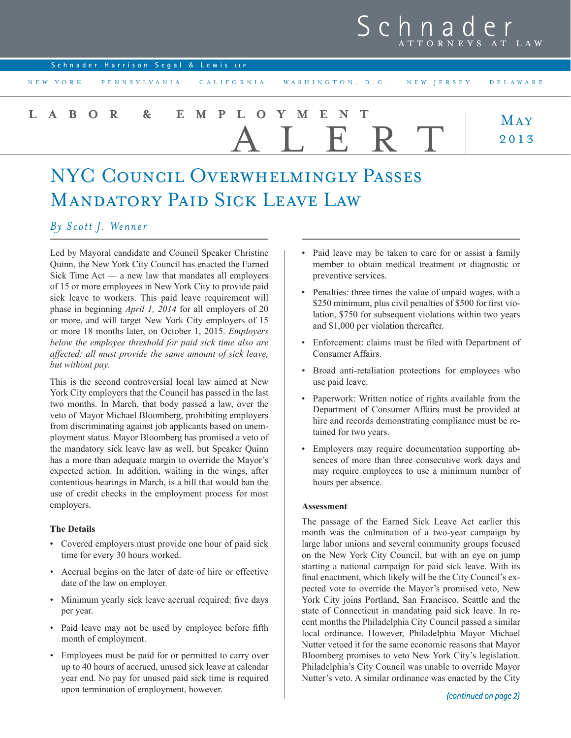# Schnader

ATTORNEYS AT LAW

Schnader Harrison Segal & Lewis LLP

NEW YORK PENNSYLVANIA CALIFORNIA WASHINGTON, D.C. NEW JERSEY DELAWARE

LABOR & EMPLOYMENT ALERT

May 2013

## NYC Council Overwhelmingly Passes Mandatory Paid Sick Leave Law

*By Scott J. Wenner*

Led by Mayoral candidate and Council Speaker Christine Quinn, the New York City Council has enacted the Earned Sick Time Act — a new law that mandates all employers of 15 or more employees in New York City to provide paid sick leave to workers. This paid leave requirement will phase in beginning *April 1, 2014* for all employers of 20 or more, and will target New York City employers of 15 or more 18 months later, on October 1, 2015. *Employers below the employee threshold for paid sick time also are affected: all must provide the same amount of sick leave, but without pay.*

This is the second controversial local law aimed at New York City employers that the Council has passed in the last two months. In March, that body passed a law, over the veto of Mayor Michael Bloomberg, prohibiting employers from discriminating against job applicants based on unemployment status. Mayor Bloomberg has promised a veto of the mandatory sick leave law as well, but Speaker Quinn has a more than adequate margin to override the Mayor's expected action. In addition, waiting in the wings, after contentious hearings in March, is a bill that would ban the use of credit checks in the employment process for most employers.

### The Details

- Covered employers must provide one hour of paid sick time for every 30 hours worked.
- Accrual begins on the later of date of hire or effective date of the law on employer.
- Minimum yearly sick leave accrual required: five days per year.
- Paid leave may not be used by employee before fifth month of employment.
- Employees must be paid for or permitted to carry over up to 40 hours of accrued, unused sick leave at calendar year end. No pay for unused paid sick time is required upon termination of employment, however.
- Paid leave may be taken to care for or assist a family member to obtain medical treatment or diagnostic or preventive services.
- Penalties: three times the value of unpaid wages, with a $250 minimum, plus civil penalties of $500 for first violation, $750 for subsequent violations within two years and $1,000 per violation thereafter.
- Enforcement: claims must be filed with Department of Consumer Affairs.
- Broad anti-retaliation protections for employees who use paid leave.
- Paperwork: Written notice of rights available from the Department of Consumer Affairs must be provided at hire and records demonstrating compliance must be retained for two years.
- Employers may require documentation supporting absences of more than three consecutive work days and may require employees to use a minimum number of hours per absence.

### Assessment

The passage of the Earned Sick Leave Act earlier this month was the culmination of a two-year campaign by large labor unions and several community groups focused on the New York City Council, but with an eye on jump starting a national campaign for paid sick leave. With its final enactment, which likely will be the City Council's expected vote to override the Mayor's promised veto, New York City joins Portland, San Francisco, Seattle and the state of Connecticut in mandating paid sick leave. In recent months the Philadelphia City Council passed a similar local ordinance. However, Philadelphia Mayor Michael Nutter vetoed it for the same economic reasons that Mayor Bloomberg promises to veto New York City's legislation. Philadelphia's City Council was unable to override Mayor Nutter's veto. A similar ordinance was enacted by the City

*(continued on page 2)*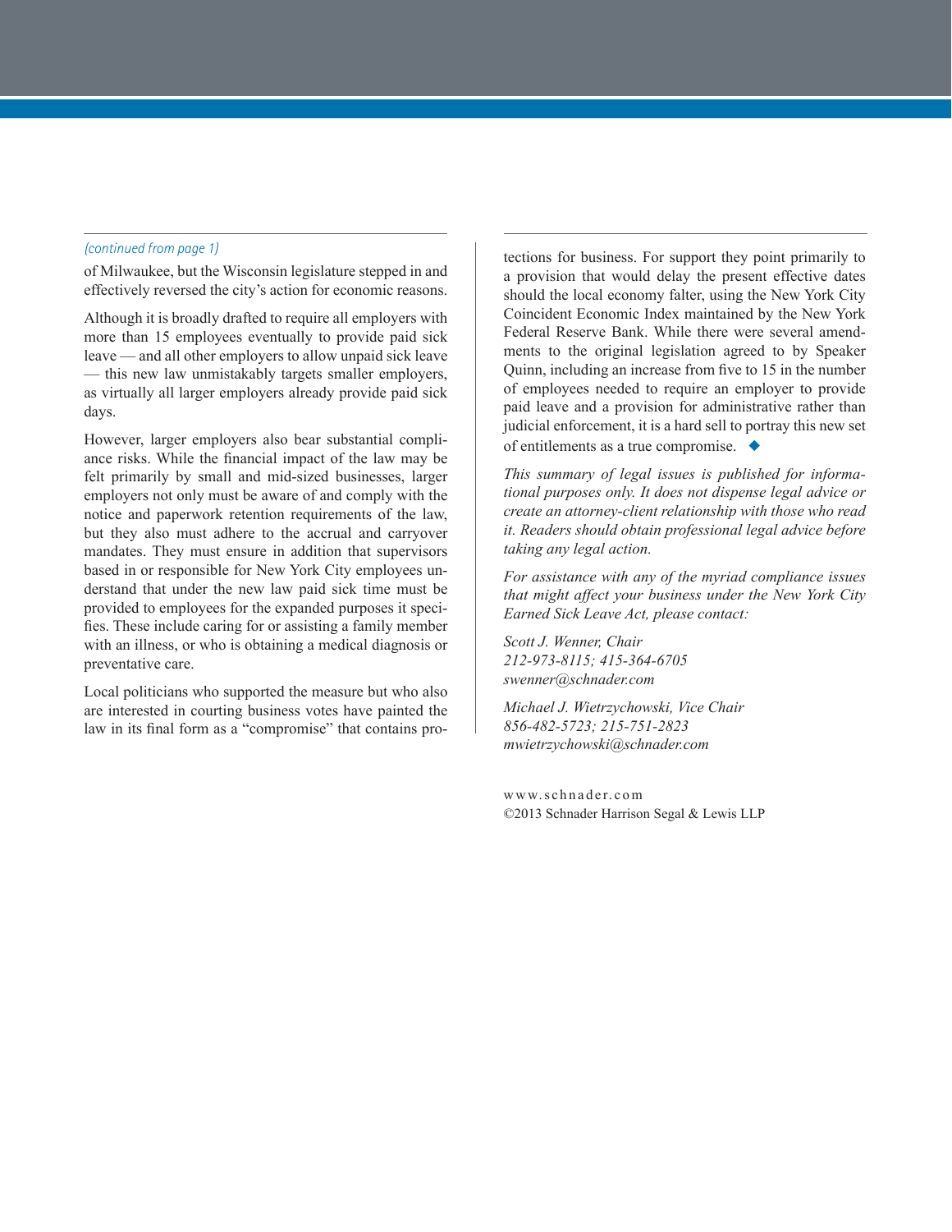*(continued from page 1)*

of Milwaukee, but the Wisconsin legislature stepped in and effectively reversed the city's action for economic reasons.

Although it is broadly drafted to require all employers with more than 15 employees eventually to provide paid sick leave — and all other employers to allow unpaid sick leave — this new law unmistakably targets smaller employers, as virtually all larger employers already provide paid sick days.

However, larger employers also bear substantial compliance risks. While the financial impact of the law may be felt primarily by small and mid-sized businesses, larger employers not only must be aware of and comply with the notice and paperwork retention requirements of the law, but they also must adhere to the accrual and carryover mandates. They must ensure in addition that supervisors based in or responsible for New York City employees understand that under the new law paid sick time must be provided to employees for the expanded purposes it specifies. These include caring for or assisting a family member with an illness, or who is obtaining a medical diagnosis or preventative care.

Local politicians who supported the measure but who also are interested in courting business votes have painted the law in its final form as a "compromise" that contains protections for business. For support they point primarily to a provision that would delay the present effective dates should the local economy falter, using the New York City Coincident Economic Index maintained by the New York Federal Reserve Bank. While there were several amendments to the original legislation agreed to by Speaker Quinn, including an increase from five to 15 in the number of employees needed to require an employer to provide paid leave and a provision for administrative rather than judicial enforcement, it is a hard sell to portray this new set of entitlements as a true compromise. ◆

*This summary of legal issues is published for informational purposes only. It does not dispense legal advice or create an attorney-client relationship with those who read it. Readers should obtain professional legal advice before taking any legal action.*

*For assistance with any of the myriad compliance issues that might affect your business under the New York City Earned Sick Leave Act, please contact:*

*Scott J. Wenner, Chair*
*212-973-8115; 415-364-6705*
*swenner@schnader.com*

*Michael J. Wietrzychowski, Vice Chair*
*856-482-5723; 215-751-2823*
*mwietrzychowski@schnader.com*

www.schnader.com
©2013 Schnader Harrison Segal & Lewis LLP